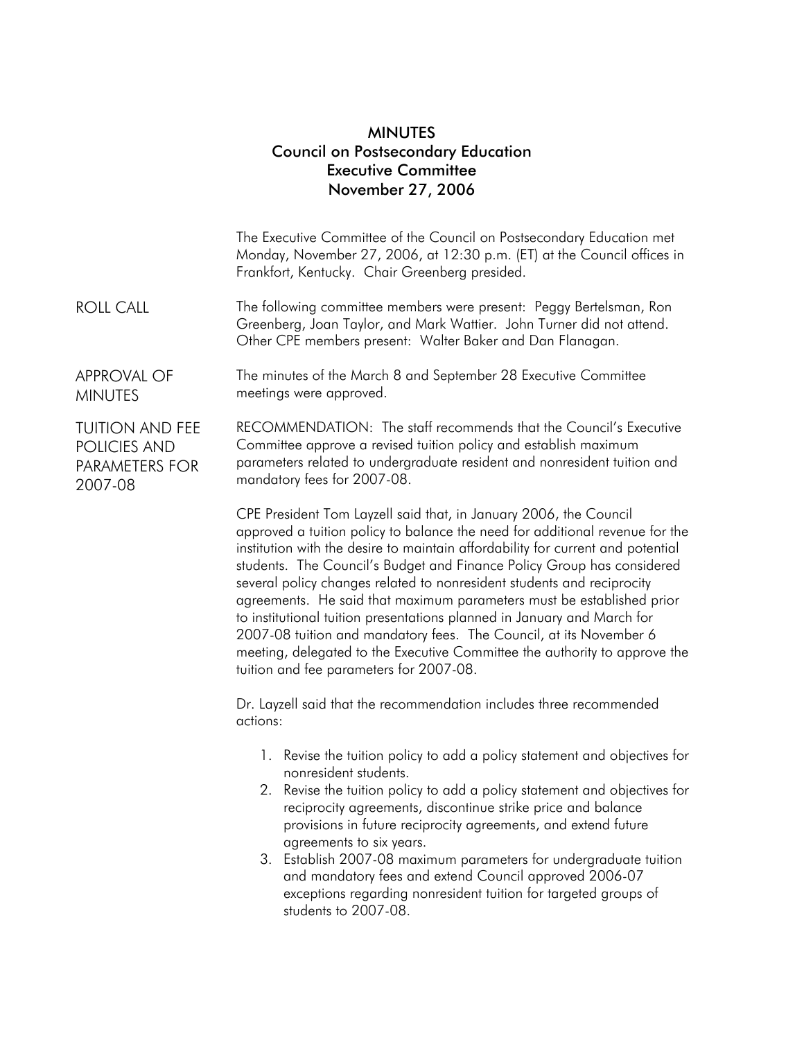# MINUTES
## Council on Postsecondary Education
## Executive Committee
## November 27, 2006

The Executive Committee of the Council on Postsecondary Education met Monday, November 27, 2006, at 12:30 p.m. (ET) at the Council offices in Frankfort, Kentucky. Chair Greenberg presided.

### ROLL CALL

The following committee members were present: Peggy Bertelsman, Ron Greenberg, Joan Taylor, and Mark Wattier. John Turner did not attend. Other CPE members present: Walter Baker and Dan Flanagan.

### APPROVAL OF MINUTES

The minutes of the March 8 and September 28 Executive Committee meetings were approved.

### TUITION AND FEE POLICIES AND PARAMETERS FOR 2007-08

RECOMMENDATION: The staff recommends that the Council's Executive Committee approve a revised tuition policy and establish maximum parameters related to undergraduate resident and nonresident tuition and mandatory fees for 2007-08.

CPE President Tom Layzell said that, in January 2006, the Council approved a tuition policy to balance the need for additional revenue for the institution with the desire to maintain affordability for current and potential students. The Council's Budget and Finance Policy Group has considered several policy changes related to nonresident students and reciprocity agreements. He said that maximum parameters must be established prior to institutional tuition presentations planned in January and March for 2007-08 tuition and mandatory fees. The Council, at its November 6 meeting, delegated to the Executive Committee the authority to approve the tuition and fee parameters for 2007-08.

Dr. Layzell said that the recommendation includes three recommended actions:

1. Revise the tuition policy to add a policy statement and objectives for nonresident students.
2. Revise the tuition policy to add a policy statement and objectives for reciprocity agreements, discontinue strike price and balance provisions in future reciprocity agreements, and extend future agreements to six years.
3. Establish 2007-08 maximum parameters for undergraduate tuition and mandatory fees and extend Council approved 2006-07 exceptions regarding nonresident tuition for targeted groups of students to 2007-08.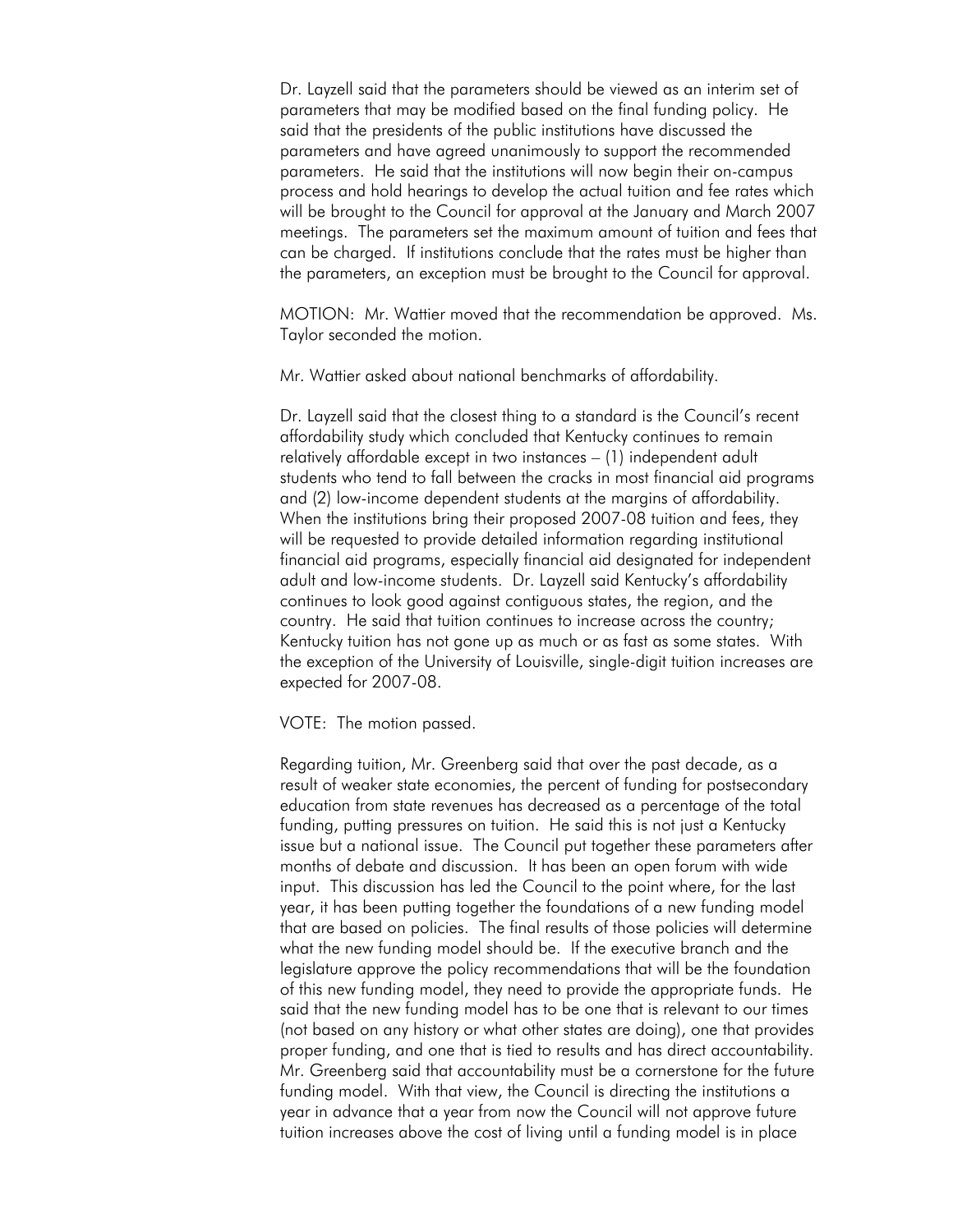Dr. Layzell said that the parameters should be viewed as an interim set of parameters that may be modified based on the final funding policy. He said that the presidents of the public institutions have discussed the parameters and have agreed unanimously to support the recommended parameters. He said that the institutions will now begin their on-campus process and hold hearings to develop the actual tuition and fee rates which will be brought to the Council for approval at the January and March 2007 meetings. The parameters set the maximum amount of tuition and fees that can be charged. If institutions conclude that the rates must be higher than the parameters, an exception must be brought to the Council for approval.

MOTION: Mr. Wattier moved that the recommendation be approved. Ms. Taylor seconded the motion.

Mr. Wattier asked about national benchmarks of affordability.

Dr. Layzell said that the closest thing to a standard is the Council's recent affordability study which concluded that Kentucky continues to remain relatively affordable except in two instances – (1) independent adult students who tend to fall between the cracks in most financial aid programs and (2) low-income dependent students at the margins of affordability. When the institutions bring their proposed 2007-08 tuition and fees, they will be requested to provide detailed information regarding institutional financial aid programs, especially financial aid designated for independent adult and low-income students. Dr. Layzell said Kentucky's affordability continues to look good against contiguous states, the region, and the country. He said that tuition continues to increase across the country; Kentucky tuition has not gone up as much or as fast as some states. With the exception of the University of Louisville, single-digit tuition increases are expected for 2007-08.

VOTE: The motion passed.

Regarding tuition, Mr. Greenberg said that over the past decade, as a result of weaker state economies, the percent of funding for postsecondary education from state revenues has decreased as a percentage of the total funding, putting pressures on tuition. He said this is not just a Kentucky issue but a national issue. The Council put together these parameters after months of debate and discussion. It has been an open forum with wide input. This discussion has led the Council to the point where, for the last year, it has been putting together the foundations of a new funding model that are based on policies. The final results of those policies will determine what the new funding model should be. If the executive branch and the legislature approve the policy recommendations that will be the foundation of this new funding model, they need to provide the appropriate funds. He said that the new funding model has to be one that is relevant to our times (not based on any history or what other states are doing), one that provides proper funding, and one that is tied to results and has direct accountability. Mr. Greenberg said that accountability must be a cornerstone for the future funding model. With that view, the Council is directing the institutions a year in advance that a year from now the Council will not approve future tuition increases above the cost of living until a funding model is in place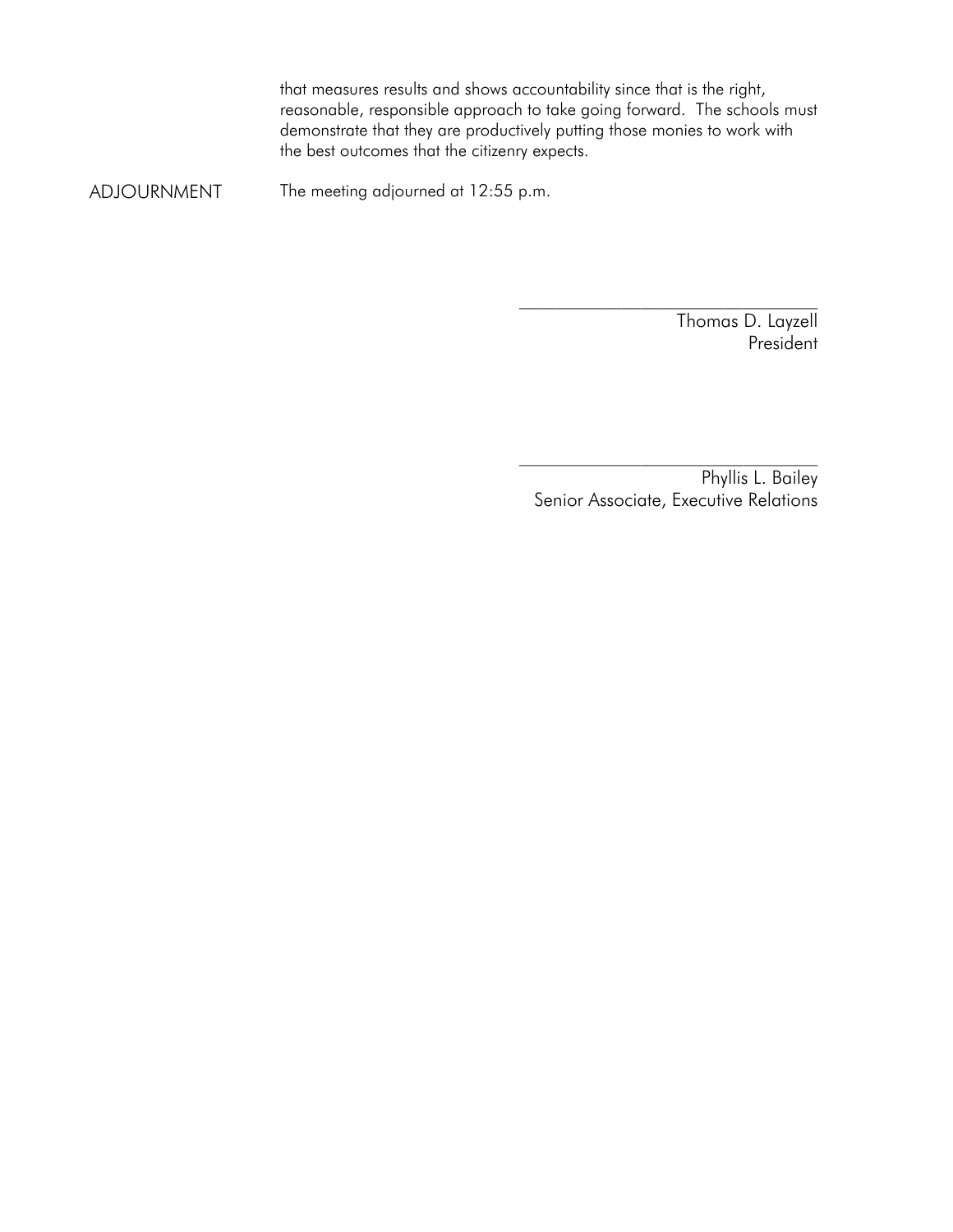that measures results and shows accountability since that is the right, reasonable, responsible approach to take going forward. The schools must demonstrate that they are productively putting those monies to work with the best outcomes that the citizenry expects.

ADJOURNMENT

The meeting adjourned at 12:55 p.m.

\_\_\_\_\_\_\_\_\_\_\_\_\_\_\_\_\_\_\_\_\_\_\_\_\_\_\_\_\_\_\_\_\_\_

Thomas D. Layzell
President

\_\_\_\_\_\_\_\_\_\_\_\_\_\_\_\_\_\_\_\_\_\_\_\_\_\_\_\_\_\_\_\_\_\_

Phyllis L. Bailey
Senior Associate, Executive Relations